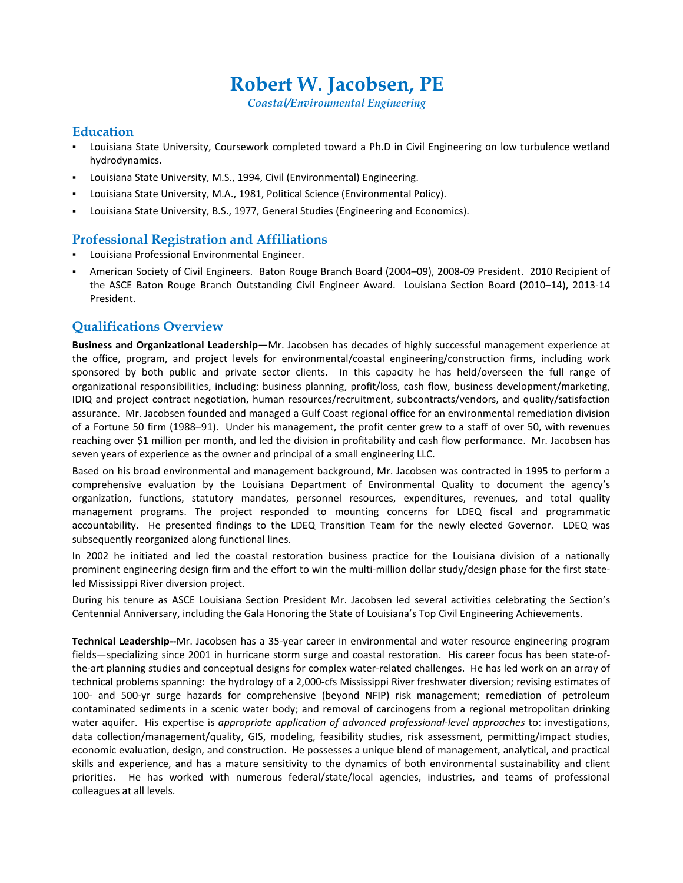# Robert W. Jacobsen, PE

*Coastal/Environmental Engineering*

## Education

- Louisiana State University, Coursework completed toward a Ph.D in Civil Engineering on low turbulence wetland hydrodynamics.
- Louisiana State University, M.S., 1994, Civil (Environmental) Engineering.
- Louisiana State University, M.A., 1981, Political Science (Environmental Policy).
- Louisiana State University, B.S., 1977, General Studies (Engineering and Economics).

## Professional Registration and Affiliations

- Louisiana Professional Environmental Engineer.
- American Society of Civil Engineers. Baton Rouge Branch Board (2004–09), 2008-09 President. 2010 Recipient of the ASCE Baton Rouge Branch Outstanding Civil Engineer Award. Louisiana Section Board (2010–14), 2013-14 President.

## Qualifications Overview

**Business and Organizational Leadership—**Mr. Jacobsen has decades of highly successful management experience at the office, program, and project levels for environmental/coastal engineering/construction firms, including work sponsored by both public and private sector clients. In this capacity he has held/overseen the full range of organizational responsibilities, including: business planning, profit/loss, cash flow, business development/marketing, IDIQ and project contract negotiation, human resources/recruitment, subcontracts/vendors, and quality/satisfaction assurance. Mr. Jacobsen founded and managed a Gulf Coast regional office for an environmental remediation division of a Fortune 50 firm (1988–91). Under his management, the profit center grew to a staff of over 50, with revenues reaching over $1 million per month, and led the division in profitability and cash flow performance. Mr. Jacobsen has seven years of experience as the owner and principal of a small engineering LLC.

Based on his broad environmental and management background, Mr. Jacobsen was contracted in 1995 to perform a comprehensive evaluation by the Louisiana Department of Environmental Quality to document the agency's organization, functions, statutory mandates, personnel resources, expenditures, revenues, and total quality management programs. The project responded to mounting concerns for LDEQ fiscal and programmatic accountability. He presented findings to the LDEQ Transition Team for the newly elected Governor. LDEQ was subsequently reorganized along functional lines.

In 2002 he initiated and led the coastal restoration business practice for the Louisiana division of a nationally prominent engineering design firm and the effort to win the multi-million dollar study/design phase for the first state-led Mississippi River diversion project.

During his tenure as ASCE Louisiana Section President Mr. Jacobsen led several activities celebrating the Section's Centennial Anniversary, including the Gala Honoring the State of Louisiana's Top Civil Engineering Achievements.

**Technical Leadership--**Mr. Jacobsen has a 35-year career in environmental and water resource engineering program fields—specializing since 2001 in hurricane storm surge and coastal restoration. His career focus has been state-of-the-art planning studies and conceptual designs for complex water-related challenges. He has led work on an array of technical problems spanning: the hydrology of a 2,000-cfs Mississippi River freshwater diversion; revising estimates of 100- and 500-yr surge hazards for comprehensive (beyond NFIP) risk management; remediation of petroleum contaminated sediments in a scenic water body; and removal of carcinogens from a regional metropolitan drinking water aquifer. His expertise is *appropriate application of advanced professional-level approaches* to: investigations, data collection/management/quality, GIS, modeling, feasibility studies, risk assessment, permitting/impact studies, economic evaluation, design, and construction. He possesses a unique blend of management, analytical, and practical skills and experience, and has a mature sensitivity to the dynamics of both environmental sustainability and client priorities. He has worked with numerous federal/state/local agencies, industries, and teams of professional colleagues at all levels.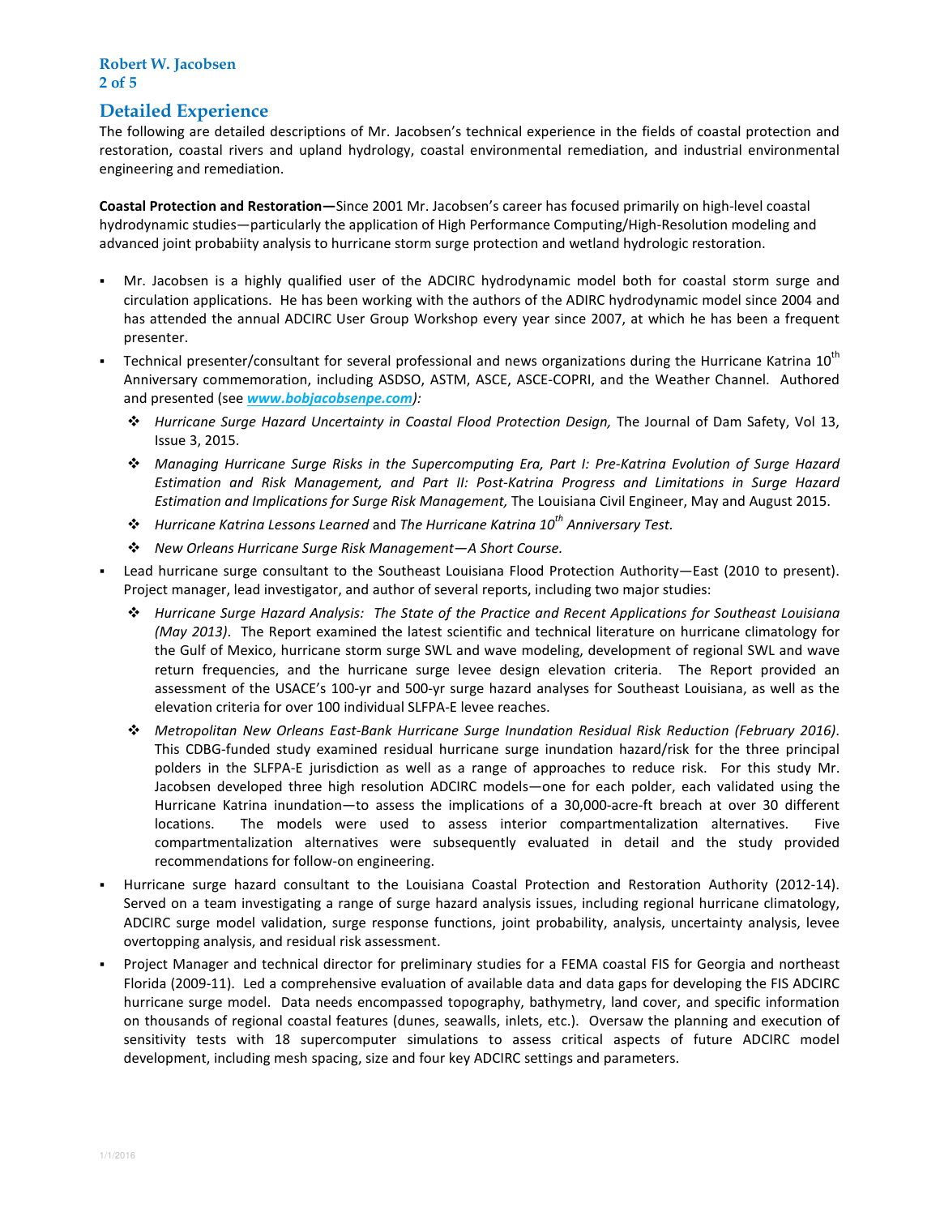## Detailed Experience

The following are detailed descriptions of Mr. Jacobsen's technical experience in the fields of coastal protection and restoration, coastal rivers and upland hydrology, coastal environmental remediation, and industrial environmental engineering and remediation.

**Coastal Protection and Restoration—**Since 2001 Mr. Jacobsen's career has focused primarily on high-level coastal hydrodynamic studies—particularly the application of High Performance Computing/High-Resolution modeling and advanced joint probabiity analysis to hurricane storm surge protection and wetland hydrologic restoration.

- Mr. Jacobsen is a highly qualified user of the ADCIRC hydrodynamic model both for coastal storm surge and circulation applications. He has been working with the authors of the ADIRC hydrodynamic model since 2004 and has attended the annual ADCIRC User Group Workshop every year since 2007, at which he has been a frequent presenter.
- Technical presenter/consultant for several professional and news organizations during the Hurricane Katrina 10th Anniversary commemoration, including ASDSO, ASTM, ASCE, ASCE-COPRI, and the Weather Channel. Authored and presented (see ***www.bobjacobsenpe.com***):
  - *Hurricane Surge Hazard Uncertainty in Coastal Flood Protection Design,* The Journal of Dam Safety, Vol 13, Issue 3, 2015.
  - *Managing Hurricane Surge Risks in the Supercomputing Era, Part I: Pre-Katrina Evolution of Surge Hazard Estimation and Risk Management, and Part II: Post-Katrina Progress and Limitations in Surge Hazard Estimation and Implications for Surge Risk Management,* The Louisiana Civil Engineer, May and August 2015.
  - *Hurricane Katrina Lessons Learned* and *The Hurricane Katrina 10th Anniversary Test.*
  - *New Orleans Hurricane Surge Risk Management—A Short Course.*
- Lead hurricane surge consultant to the Southeast Louisiana Flood Protection Authority—East (2010 to present). Project manager, lead investigator, and author of several reports, including two major studies:
  - *Hurricane Surge Hazard Analysis: The State of the Practice and Recent Applications for Southeast Louisiana (May 2013).* The Report examined the latest scientific and technical literature on hurricane climatology for the Gulf of Mexico, hurricane storm surge SWL and wave modeling, development of regional SWL and wave return frequencies, and the hurricane surge levee design elevation criteria. The Report provided an assessment of the USACE's 100-yr and 500-yr surge hazard analyses for Southeast Louisiana, as well as the elevation criteria for over 100 individual SLFPA-E levee reaches.
  - *Metropolitan New Orleans East-Bank Hurricane Surge Inundation Residual Risk Reduction (February 2016).* This CDBG-funded study examined residual hurricane surge inundation hazard/risk for the three principal polders in the SLFPA-E jurisdiction as well as a range of approaches to reduce risk. For this study Mr. Jacobsen developed three high resolution ADCIRC models—one for each polder, each validated using the Hurricane Katrina inundation—to assess the implications of a 30,000-acre-ft breach at over 30 different locations. The models were used to assess interior compartmentalization alternatives. Five compartmentalization alternatives were subsequently evaluated in detail and the study provided recommendations for follow-on engineering.
- Hurricane surge hazard consultant to the Louisiana Coastal Protection and Restoration Authority (2012-14). Served on a team investigating a range of surge hazard analysis issues, including regional hurricane climatology, ADCIRC surge model validation, surge response functions, joint probability, analysis, uncertainty analysis, levee overtopping analysis, and residual risk assessment.
- Project Manager and technical director for preliminary studies for a FEMA coastal FIS for Georgia and northeast Florida (2009-11). Led a comprehensive evaluation of available data and data gaps for developing the FIS ADCIRC hurricane surge model. Data needs encompassed topography, bathymetry, land cover, and specific information on thousands of regional coastal features (dunes, seawalls, inlets, etc.). Oversaw the planning and execution of sensitivity tests with 18 supercomputer simulations to assess critical aspects of future ADCIRC model development, including mesh spacing, size and four key ADCIRC settings and parameters.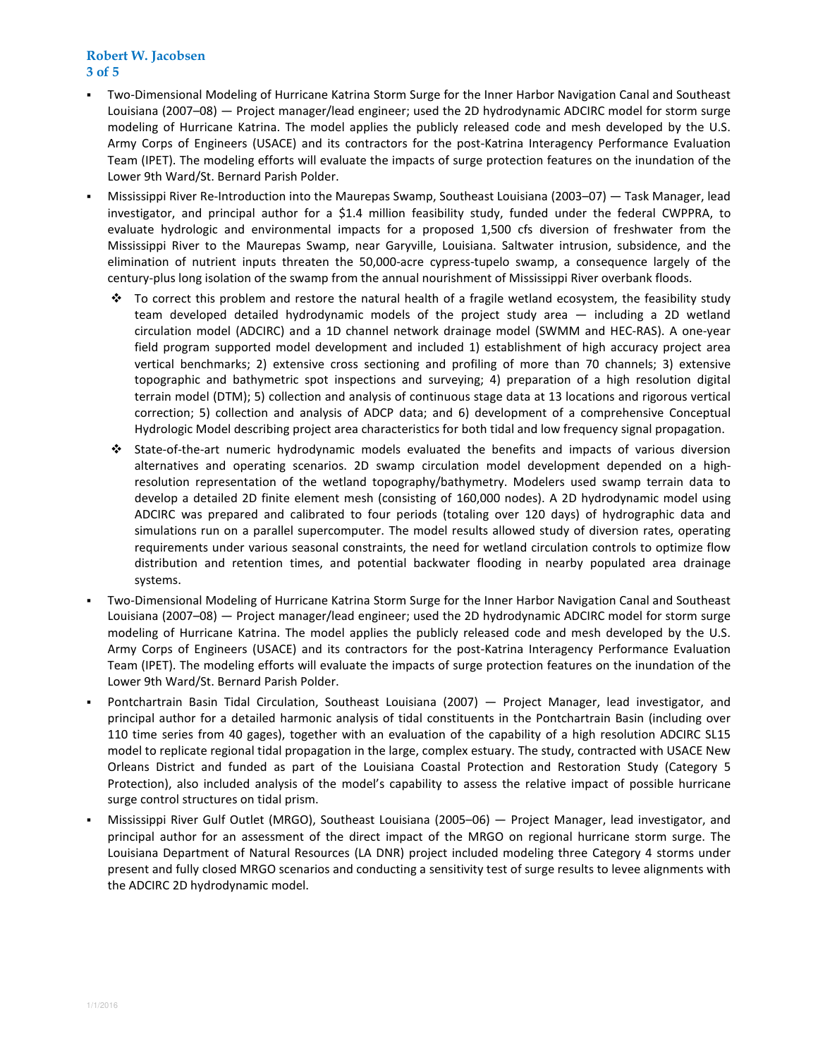- Two-Dimensional Modeling of Hurricane Katrina Storm Surge for the Inner Harbor Navigation Canal and Southeast Louisiana (2007–08) — Project manager/lead engineer; used the 2D hydrodynamic ADCIRC model for storm surge modeling of Hurricane Katrina. The model applies the publicly released code and mesh developed by the U.S. Army Corps of Engineers (USACE) and its contractors for the post-Katrina Interagency Performance Evaluation Team (IPET). The modeling efforts will evaluate the impacts of surge protection features on the inundation of the Lower 9th Ward/St. Bernard Parish Polder.
- Mississippi River Re-Introduction into the Maurepas Swamp, Southeast Louisiana (2003–07) — Task Manager, lead investigator, and principal author for a $1.4 million feasibility study, funded under the federal CWPPRA, to evaluate hydrologic and environmental impacts for a proposed 1,500 cfs diversion of freshwater from the Mississippi River to the Maurepas Swamp, near Garyville, Louisiana. Saltwater intrusion, subsidence, and the elimination of nutrient inputs threaten the 50,000-acre cypress-tupelo swamp, a consequence largely of the century-plus long isolation of the swamp from the annual nourishment of Mississippi River overbank floods.
  - To correct this problem and restore the natural health of a fragile wetland ecosystem, the feasibility study team developed detailed hydrodynamic models of the project study area — including a 2D wetland circulation model (ADCIRC) and a 1D channel network drainage model (SWMM and HEC-RAS). A one-year field program supported model development and included 1) establishment of high accuracy project area vertical benchmarks; 2) extensive cross sectioning and profiling of more than 70 channels; 3) extensive topographic and bathymetric spot inspections and surveying; 4) preparation of a high resolution digital terrain model (DTM); 5) collection and analysis of continuous stage data at 13 locations and rigorous vertical correction; 5) collection and analysis of ADCP data; and 6) development of a comprehensive Conceptual Hydrologic Model describing project area characteristics for both tidal and low frequency signal propagation.
  - State-of-the-art numeric hydrodynamic models evaluated the benefits and impacts of various diversion alternatives and operating scenarios. 2D swamp circulation model development depended on a high-resolution representation of the wetland topography/bathymetry. Modelers used swamp terrain data to develop a detailed 2D finite element mesh (consisting of 160,000 nodes). A 2D hydrodynamic model using ADCIRC was prepared and calibrated to four periods (totaling over 120 days) of hydrographic data and simulations run on a parallel supercomputer. The model results allowed study of diversion rates, operating requirements under various seasonal constraints, the need for wetland circulation controls to optimize flow distribution and retention times, and potential backwater flooding in nearby populated area drainage systems.
- Two-Dimensional Modeling of Hurricane Katrina Storm Surge for the Inner Harbor Navigation Canal and Southeast Louisiana (2007–08) — Project manager/lead engineer; used the 2D hydrodynamic ADCIRC model for storm surge modeling of Hurricane Katrina. The model applies the publicly released code and mesh developed by the U.S. Army Corps of Engineers (USACE) and its contractors for the post-Katrina Interagency Performance Evaluation Team (IPET). The modeling efforts will evaluate the impacts of surge protection features on the inundation of the Lower 9th Ward/St. Bernard Parish Polder.
- Pontchartrain Basin Tidal Circulation, Southeast Louisiana (2007) — Project Manager, lead investigator, and principal author for a detailed harmonic analysis of tidal constituents in the Pontchartrain Basin (including over 110 time series from 40 gages), together with an evaluation of the capability of a high resolution ADCIRC SL15 model to replicate regional tidal propagation in the large, complex estuary. The study, contracted with USACE New Orleans District and funded as part of the Louisiana Coastal Protection and Restoration Study (Category 5 Protection), also included analysis of the model's capability to assess the relative impact of possible hurricane surge control structures on tidal prism.
- Mississippi River Gulf Outlet (MRGO), Southeast Louisiana (2005–06) — Project Manager, lead investigator, and principal author for an assessment of the direct impact of the MRGO on regional hurricane storm surge. The Louisiana Department of Natural Resources (LA DNR) project included modeling three Category 4 storms under present and fully closed MRGO scenarios and conducting a sensitivity test of surge results to levee alignments with the ADCIRC 2D hydrodynamic model.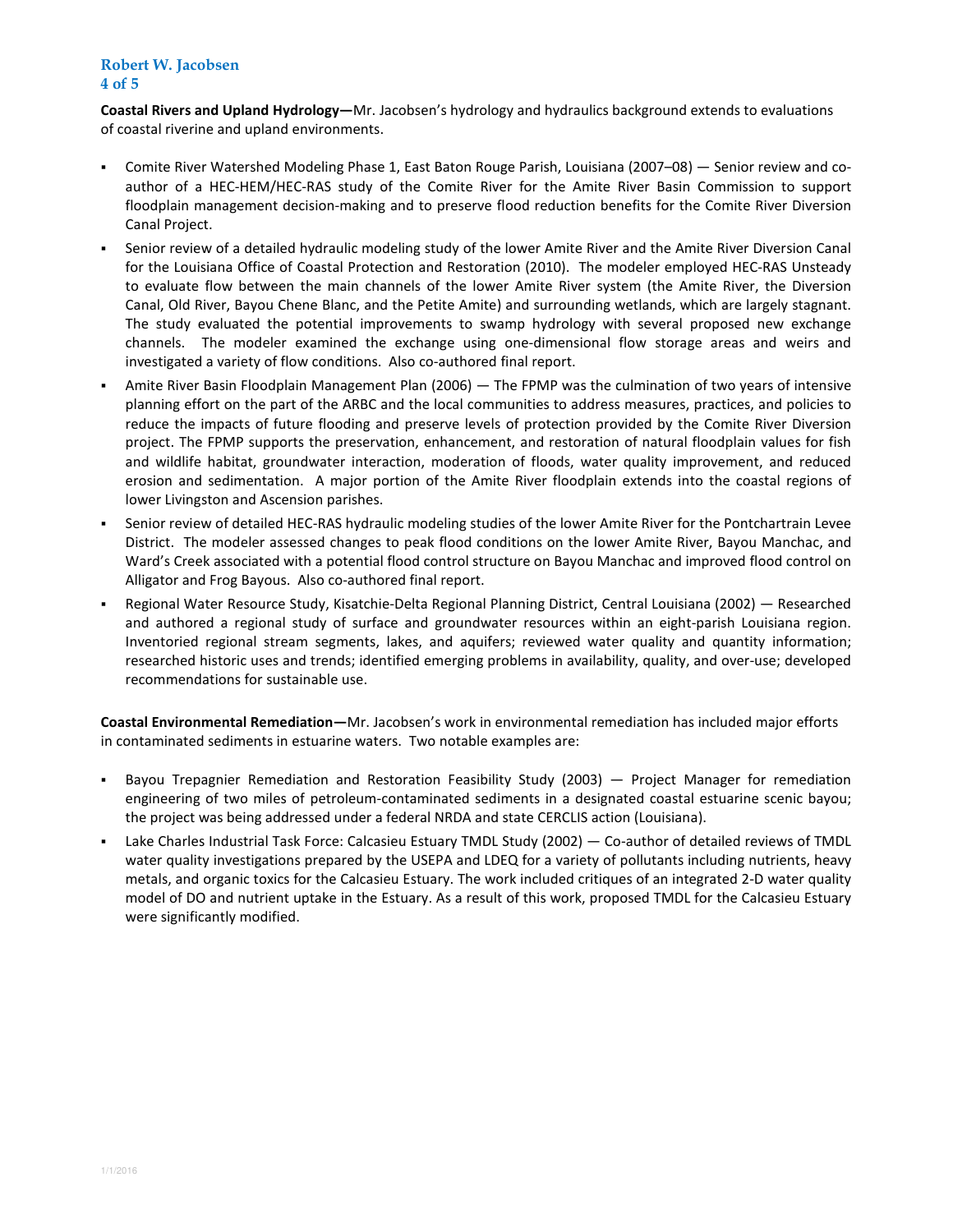**Coastal Rivers and Upland Hydrology—**Mr. Jacobsen's hydrology and hydraulics background extends to evaluations of coastal riverine and upland environments.

- Comite River Watershed Modeling Phase 1, East Baton Rouge Parish, Louisiana (2007–08) — Senior review and co-author of a HEC-HEM/HEC-RAS study of the Comite River for the Amite River Basin Commission to support floodplain management decision-making and to preserve flood reduction benefits for the Comite River Diversion Canal Project.
- Senior review of a detailed hydraulic modeling study of the lower Amite River and the Amite River Diversion Canal for the Louisiana Office of Coastal Protection and Restoration (2010). The modeler employed HEC-RAS Unsteady to evaluate flow between the main channels of the lower Amite River system (the Amite River, the Diversion Canal, Old River, Bayou Chene Blanc, and the Petite Amite) and surrounding wetlands, which are largely stagnant. The study evaluated the potential improvements to swamp hydrology with several proposed new exchange channels. The modeler examined the exchange using one-dimensional flow storage areas and weirs and investigated a variety of flow conditions. Also co-authored final report.
- Amite River Basin Floodplain Management Plan (2006) — The FPMP was the culmination of two years of intensive planning effort on the part of the ARBC and the local communities to address measures, practices, and policies to reduce the impacts of future flooding and preserve levels of protection provided by the Comite River Diversion project. The FPMP supports the preservation, enhancement, and restoration of natural floodplain values for fish and wildlife habitat, groundwater interaction, moderation of floods, water quality improvement, and reduced erosion and sedimentation. A major portion of the Amite River floodplain extends into the coastal regions of lower Livingston and Ascension parishes.
- Senior review of detailed HEC-RAS hydraulic modeling studies of the lower Amite River for the Pontchartrain Levee District. The modeler assessed changes to peak flood conditions on the lower Amite River, Bayou Manchac, and Ward's Creek associated with a potential flood control structure on Bayou Manchac and improved flood control on Alligator and Frog Bayous. Also co-authored final report.
- Regional Water Resource Study, Kisatchie-Delta Regional Planning District, Central Louisiana (2002) — Researched and authored a regional study of surface and groundwater resources within an eight-parish Louisiana region. Inventoried regional stream segments, lakes, and aquifers; reviewed water quality and quantity information; researched historic uses and trends; identified emerging problems in availability, quality, and over-use; developed recommendations for sustainable use.

**Coastal Environmental Remediation—**Mr. Jacobsen's work in environmental remediation has included major efforts in contaminated sediments in estuarine waters. Two notable examples are:

- Bayou Trepagnier Remediation and Restoration Feasibility Study (2003) — Project Manager for remediation engineering of two miles of petroleum-contaminated sediments in a designated coastal estuarine scenic bayou; the project was being addressed under a federal NRDA and state CERCLIS action (Louisiana).
- Lake Charles Industrial Task Force: Calcasieu Estuary TMDL Study (2002) — Co-author of detailed reviews of TMDL water quality investigations prepared by the USEPA and LDEQ for a variety of pollutants including nutrients, heavy metals, and organic toxics for the Calcasieu Estuary. The work included critiques of an integrated 2-D water quality model of DO and nutrient uptake in the Estuary. As a result of this work, proposed TMDL for the Calcasieu Estuary were significantly modified.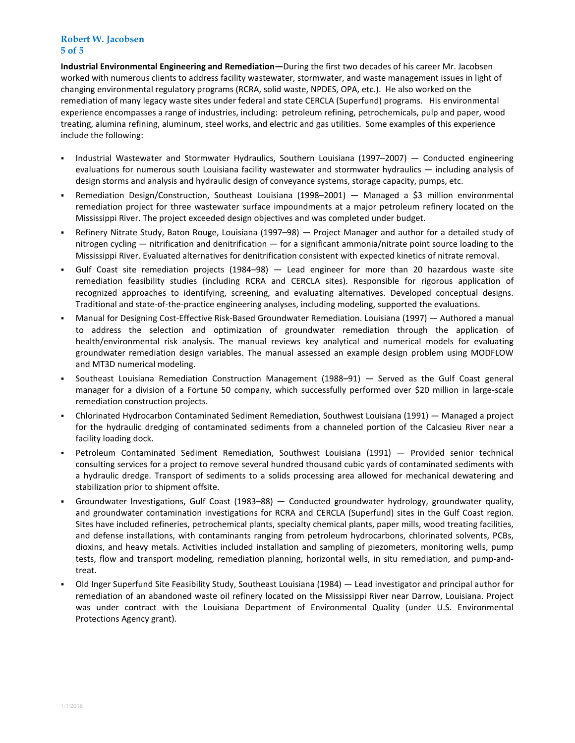**Industrial Environmental Engineering and Remediation—**During the first two decades of his career Mr. Jacobsen worked with numerous clients to address facility wastewater, stormwater, and waste management issues in light of changing environmental regulatory programs (RCRA, solid waste, NPDES, OPA, etc.). He also worked on the remediation of many legacy waste sites under federal and state CERCLA (Superfund) programs. His environmental experience encompasses a range of industries, including: petroleum refining, petrochemicals, pulp and paper, wood treating, alumina refining, aluminum, steel works, and electric and gas utilities. Some examples of this experience include the following:

- Industrial Wastewater and Stormwater Hydraulics, Southern Louisiana (1997–2007) — Conducted engineering evaluations for numerous south Louisiana facility wastewater and stormwater hydraulics — including analysis of design storms and analysis and hydraulic design of conveyance systems, storage capacity, pumps, etc.
- Remediation Design/Construction, Southeast Louisiana (1998–2001) — Managed a $3 million environmental remediation project for three wastewater surface impoundments at a major petroleum refinery located on the Mississippi River. The project exceeded design objectives and was completed under budget.
- Refinery Nitrate Study, Baton Rouge, Louisiana (1997–98) — Project Manager and author for a detailed study of nitrogen cycling — nitrification and denitrification — for a significant ammonia/nitrate point source loading to the Mississippi River. Evaluated alternatives for denitrification consistent with expected kinetics of nitrate removal.
- Gulf Coast site remediation projects (1984–98) — Lead engineer for more than 20 hazardous waste site remediation feasibility studies (including RCRA and CERCLA sites). Responsible for rigorous application of recognized approaches to identifying, screening, and evaluating alternatives. Developed conceptual designs. Traditional and state-of-the-practice engineering analyses, including modeling, supported the evaluations.
- Manual for Designing Cost-Effective Risk-Based Groundwater Remediation. Louisiana (1997) — Authored a manual to address the selection and optimization of groundwater remediation through the application of health/environmental risk analysis. The manual reviews key analytical and numerical models for evaluating groundwater remediation design variables. The manual assessed an example design problem using MODFLOW and MT3D numerical modeling.
- Southeast Louisiana Remediation Construction Management (1988–91) — Served as the Gulf Coast general manager for a division of a Fortune 50 company, which successfully performed over $20 million in large-scale remediation construction projects.
- Chlorinated Hydrocarbon Contaminated Sediment Remediation, Southwest Louisiana (1991) — Managed a project for the hydraulic dredging of contaminated sediments from a channeled portion of the Calcasieu River near a facility loading dock.
- Petroleum Contaminated Sediment Remediation, Southwest Louisiana (1991) — Provided senior technical consulting services for a project to remove several hundred thousand cubic yards of contaminated sediments with a hydraulic dredge. Transport of sediments to a solids processing area allowed for mechanical dewatering and stabilization prior to shipment offsite.
- Groundwater Investigations, Gulf Coast (1983–88) — Conducted groundwater hydrology, groundwater quality, and groundwater contamination investigations for RCRA and CERCLA (Superfund) sites in the Gulf Coast region. Sites have included refineries, petrochemical plants, specialty chemical plants, paper mills, wood treating facilities, and defense installations, with contaminants ranging from petroleum hydrocarbons, chlorinated solvents, PCBs, dioxins, and heavy metals. Activities included installation and sampling of piezometers, monitoring wells, pump tests, flow and transport modeling, remediation planning, horizontal wells, in situ remediation, and pump-and-treat.
- Old Inger Superfund Site Feasibility Study, Southeast Louisiana (1984) — Lead investigator and principal author for remediation of an abandoned waste oil refinery located on the Mississippi River near Darrow, Louisiana. Project was under contract with the Louisiana Department of Environmental Quality (under U.S. Environmental Protections Agency grant).